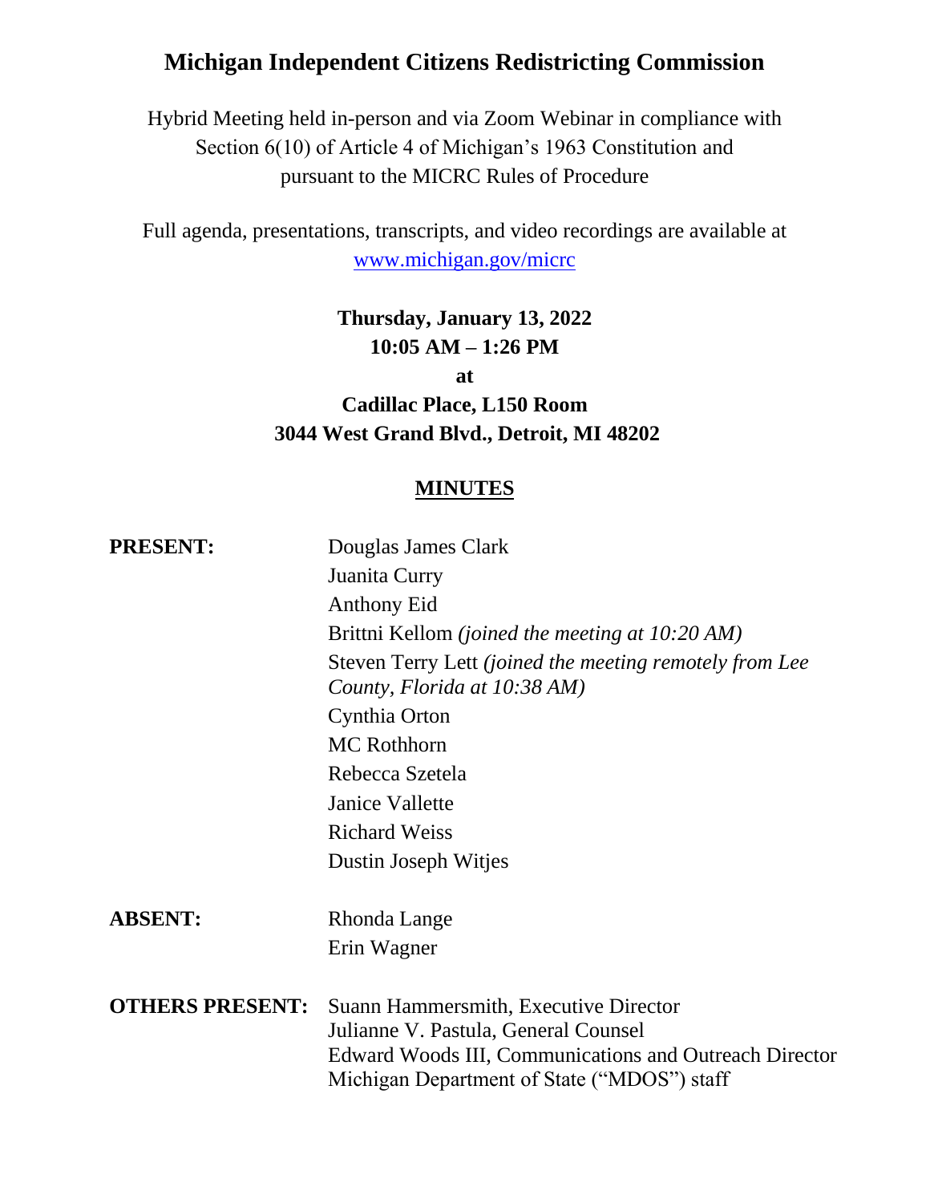# Michigan Independent Citizens Redistricting Commission

Hybrid Meeting held in-person and via Zoom Webinar in compliance with Section 6(10) of Article 4 of Michigan's 1963 Constitution and pursuant to the MICRC Rules of Procedure

Full agenda, presentations, transcripts, and video recordings are available at [www.michigan.gov/micrc](http://www.michigan.gov/micrc)

**Thursday, January 13, 2022**
**10:05 AM – 1:26 PM**
**at**
**Cadillac Place, L150 Room**
**3044 West Grand Blvd., Detroit, MI 48202**

## MINUTES

**PRESENT:**
Douglas James Clark
Juanita Curry
Anthony Eid
Brittni Kellom *(joined the meeting at 10:20 AM)*
Steven Terry Lett *(joined the meeting remotely from Lee County, Florida at 10:38 AM)*
Cynthia Orton
MC Rothhorn
Rebecca Szetela
Janice Vallette
Richard Weiss
Dustin Joseph Witjes

**ABSENT:**
Rhonda Lange
Erin Wagner

**OTHERS PRESENT:**
Suann Hammersmith, Executive Director
Julianne V. Pastula, General Counsel
Edward Woods III, Communications and Outreach Director
Michigan Department of State ("MDOS") staff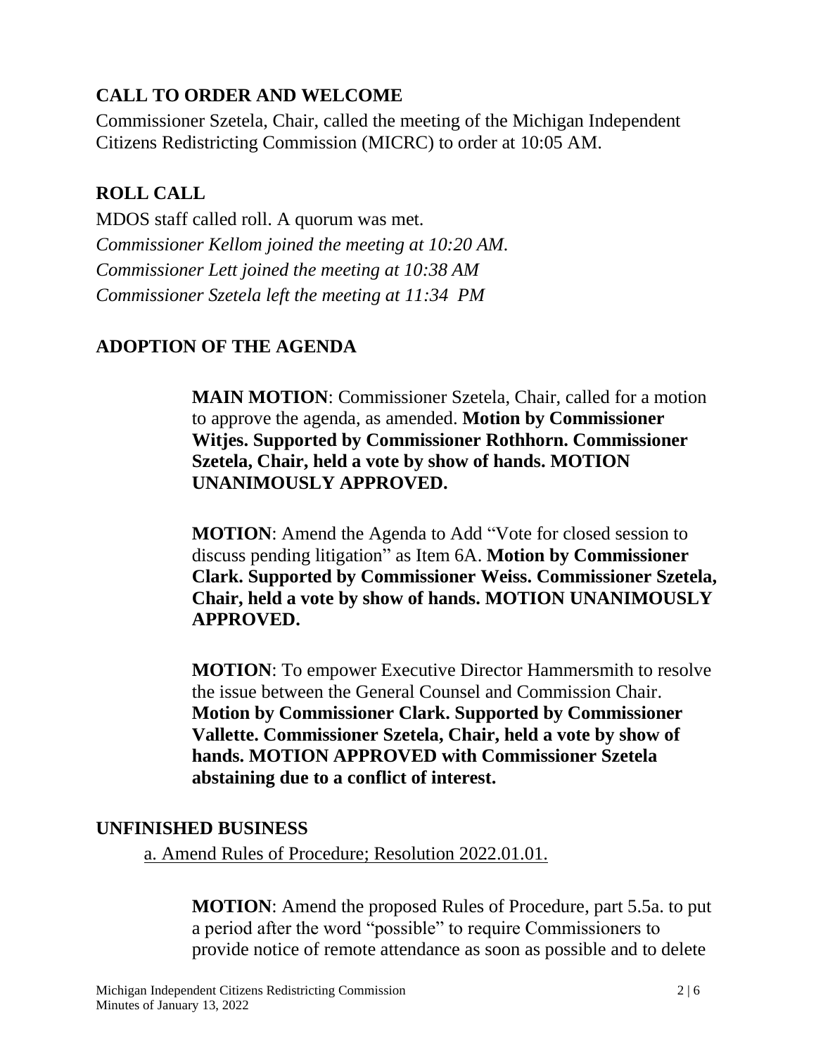## CALL TO ORDER AND WELCOME

Commissioner Szetela, Chair, called the meeting of the Michigan Independent Citizens Redistricting Commission (MICRC) to order at 10:05 AM.

## ROLL CALL

MDOS staff called roll. A quorum was met.
*Commissioner Kellom joined the meeting at 10:20 AM.*
*Commissioner Lett joined the meeting at 10:38 AM*
*Commissioner Szetela left the meeting at 11:34 PM*

## ADOPTION OF THE AGENDA

> **MAIN MOTION**: Commissioner Szetela, Chair, called for a motion to approve the agenda, as amended. **Motion by Commissioner Witjes. Supported by Commissioner Rothhorn. Commissioner Szetela, Chair, held a vote by show of hands. MOTION UNANIMOUSLY APPROVED.**
>
> **MOTION**: Amend the Agenda to Add "Vote for closed session to discuss pending litigation" as Item 6A. **Motion by Commissioner Clark. Supported by Commissioner Weiss. Commissioner Szetela, Chair, held a vote by show of hands. MOTION UNANIMOUSLY APPROVED.**
>
> **MOTION**: To empower Executive Director Hammersmith to resolve the issue between the General Counsel and Commission Chair. **Motion by Commissioner Clark. Supported by Commissioner Vallette. Commissioner Szetela, Chair, held a vote by show of hands. MOTION APPROVED with Commissioner Szetela abstaining due to a conflict of interest.**

## UNFINISHED BUSINESS

a. Amend Rules of Procedure; Resolution 2022.01.01.

> **MOTION**: Amend the proposed Rules of Procedure, part 5.5a. to put a period after the word "possible" to require Commissioners to provide notice of remote attendance as soon as possible and to delete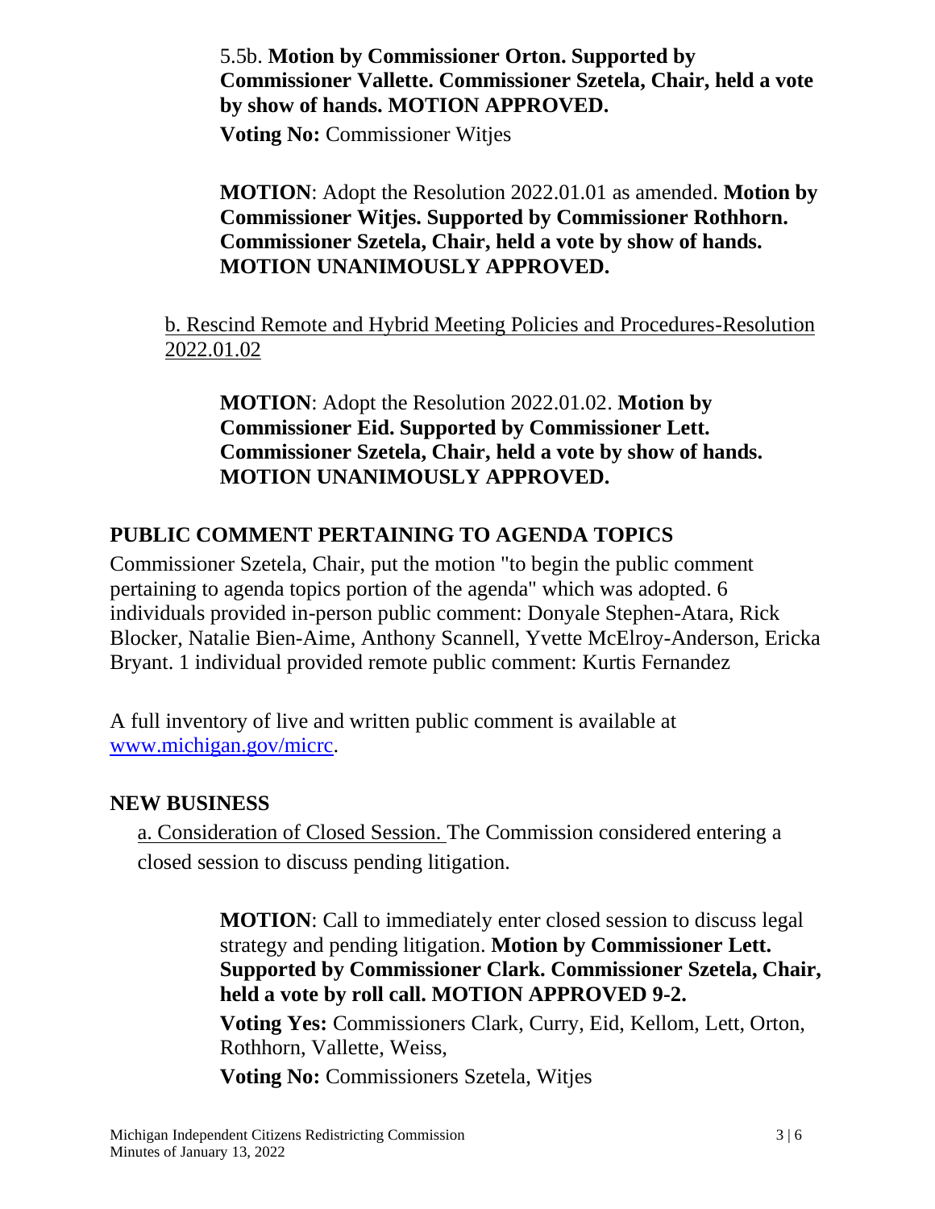5.5b. **Motion by Commissioner Orton. Supported by Commissioner Vallette. Commissioner Szetela, Chair, held a vote by show of hands. MOTION APPROVED.**

**Voting No:** Commissioner Witjes

**MOTION**: Adopt the Resolution 2022.01.01 as amended. **Motion by Commissioner Witjes. Supported by Commissioner Rothhorn. Commissioner Szetela, Chair, held a vote by show of hands. MOTION UNANIMOUSLY APPROVED.**

b. Rescind Remote and Hybrid Meeting Policies and Procedures-Resolution 2022.01.02

**MOTION**: Adopt the Resolution 2022.01.02. **Motion by Commissioner Eid. Supported by Commissioner Lett. Commissioner Szetela, Chair, held a vote by show of hands. MOTION UNANIMOUSLY APPROVED.**

## PUBLIC COMMENT PERTAINING TO AGENDA TOPICS

Commissioner Szetela, Chair, put the motion "to begin the public comment pertaining to agenda topics portion of the agenda" which was adopted. 6 individuals provided in-person public comment: Donyale Stephen-Atara, Rick Blocker, Natalie Bien-Aime, Anthony Scannell, Yvette McElroy-Anderson, Ericka Bryant. 1 individual provided remote public comment: Kurtis Fernandez

A full inventory of live and written public comment is available at www.michigan.gov/micrc.

## NEW BUSINESS

a. Consideration of Closed Session. The Commission considered entering a closed session to discuss pending litigation.

**MOTION**: Call to immediately enter closed session to discuss legal strategy and pending litigation. **Motion by Commissioner Lett. Supported by Commissioner Clark. Commissioner Szetela, Chair, held a vote by roll call. MOTION APPROVED 9-2.**

**Voting Yes:** Commissioners Clark, Curry, Eid, Kellom, Lett, Orton, Rothhorn, Vallette, Weiss,

**Voting No:** Commissioners Szetela, Witjes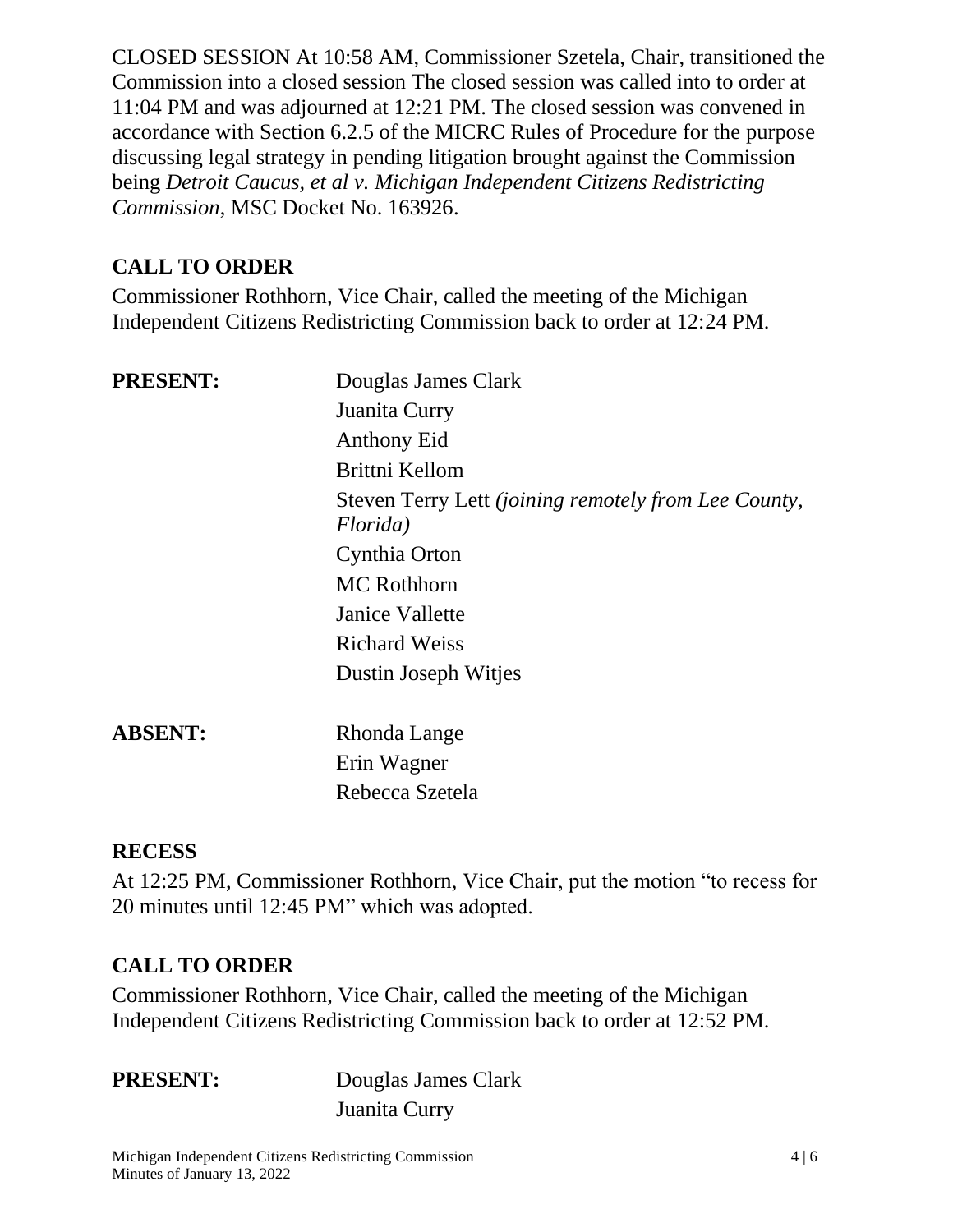CLOSED SESSION At 10:58 AM, Commissioner Szetela, Chair, transitioned the Commission into a closed session The closed session was called into to order at 11:04 PM and was adjourned at 12:21 PM. The closed session was convened in accordance with Section 6.2.5 of the MICRC Rules of Procedure for the purpose discussing legal strategy in pending litigation brought against the Commission being *Detroit Caucus, et al v. Michigan Independent Citizens Redistricting Commission*, MSC Docket No. 163926.

## CALL TO ORDER

Commissioner Rothhorn, Vice Chair, called the meeting of the Michigan Independent Citizens Redistricting Commission back to order at 12:24 PM.

**PRESENT:**
Douglas James Clark
Juanita Curry
Anthony Eid
Brittni Kellom
Steven Terry Lett *(joining remotely from Lee County, Florida)*
Cynthia Orton
MC Rothhorn
Janice Vallette
Richard Weiss
Dustin Joseph Witjes

**ABSENT:**
Rhonda Lange
Erin Wagner
Rebecca Szetela

## RECESS

At 12:25 PM, Commissioner Rothhorn, Vice Chair, put the motion "to recess for 20 minutes until 12:45 PM" which was adopted.

## CALL TO ORDER

Commissioner Rothhorn, Vice Chair, called the meeting of the Michigan Independent Citizens Redistricting Commission back to order at 12:52 PM.

**PRESENT:**
Douglas James Clark
Juanita Curry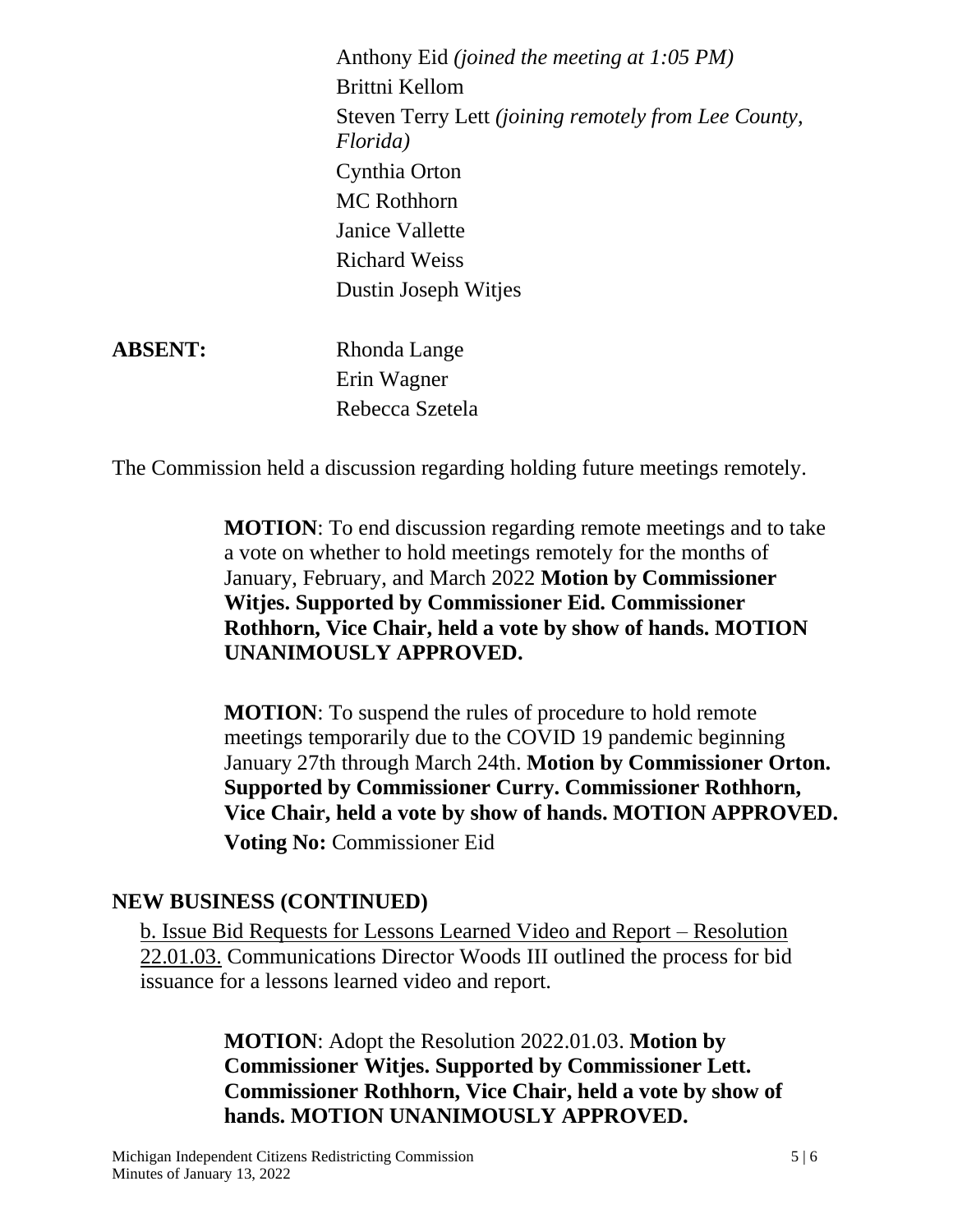Anthony Eid *(joined the meeting at 1:05 PM)*
Brittni Kellom
Steven Terry Lett *(joining remotely from Lee County, Florida)*
Cynthia Orton
MC Rothhorn
Janice Vallette
Richard Weiss
Dustin Joseph Witjes

**ABSENT:** Rhonda Lange
Erin Wagner
Rebecca Szetela

The Commission held a discussion regarding holding future meetings remotely.

> **MOTION**: To end discussion regarding remote meetings and to take a vote on whether to hold meetings remotely for the months of January, February, and March 2022 **Motion by Commissioner Witjes. Supported by Commissioner Eid. Commissioner Rothhorn, Vice Chair, held a vote by show of hands. MOTION UNANIMOUSLY APPROVED.**

> **MOTION**: To suspend the rules of procedure to hold remote meetings temporarily due to the COVID 19 pandemic beginning January 27th through March 24th. **Motion by Commissioner Orton. Supported by Commissioner Curry. Commissioner Rothhorn, Vice Chair, held a vote by show of hands. MOTION APPROVED.**
> **Voting No:** Commissioner Eid

## NEW BUSINESS (CONTINUED)

b. Issue Bid Requests for Lessons Learned Video and Report – Resolution 22.01.03. Communications Director Woods III outlined the process for bid issuance for a lessons learned video and report.

> **MOTION**: Adopt the Resolution 2022.01.03. **Motion by Commissioner Witjes. Supported by Commissioner Lett. Commissioner Rothhorn, Vice Chair, held a vote by show of hands. MOTION UNANIMOUSLY APPROVED.**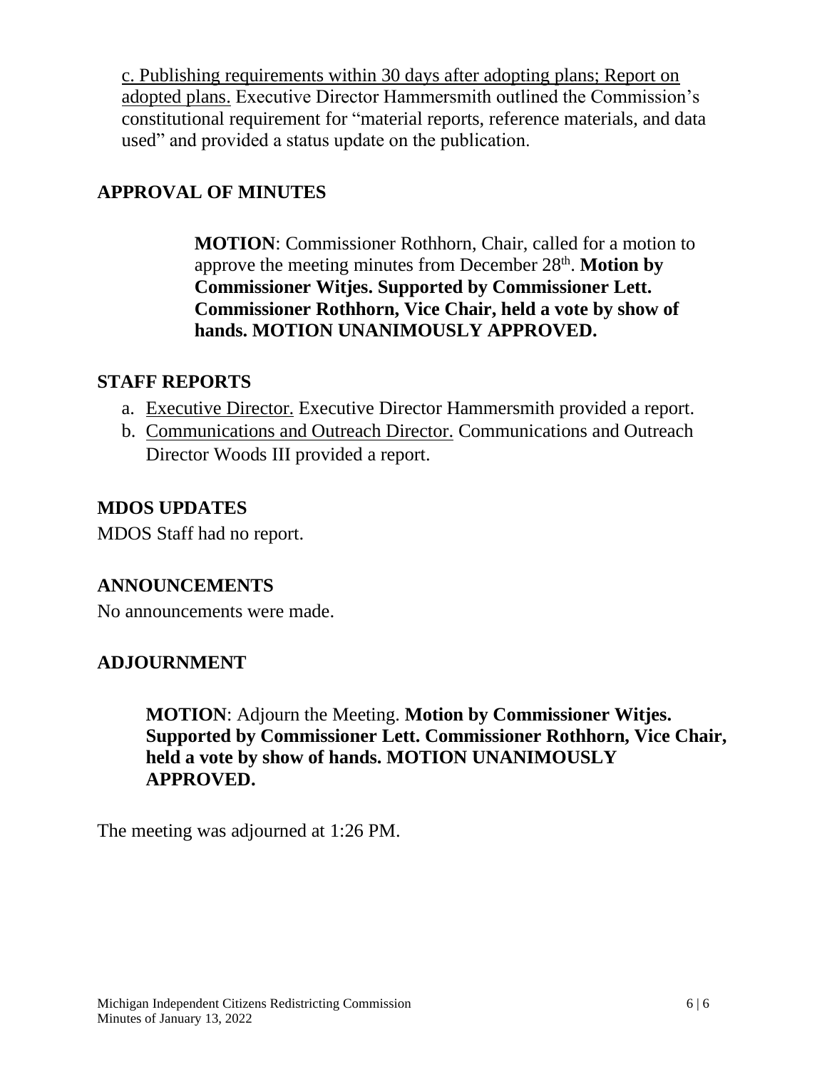c. Publishing requirements within 30 days after adopting plans; Report on adopted plans. Executive Director Hammersmith outlined the Commission's constitutional requirement for "material reports, reference materials, and data used" and provided a status update on the publication.

## APPROVAL OF MINUTES

**MOTION**: Commissioner Rothhorn, Chair, called for a motion to approve the meeting minutes from December 28th. **Motion by Commissioner Witjes. Supported by Commissioner Lett. Commissioner Rothhorn, Vice Chair, held a vote by show of hands. MOTION UNANIMOUSLY APPROVED.**

## STAFF REPORTS

a. Executive Director. Executive Director Hammersmith provided a report.
b. Communications and Outreach Director. Communications and Outreach Director Woods III provided a report.

## MDOS UPDATES

MDOS Staff had no report.

## ANNOUNCEMENTS

No announcements were made.

## ADJOURNMENT

**MOTION**: Adjourn the Meeting. **Motion by Commissioner Witjes. Supported by Commissioner Lett. Commissioner Rothhorn, Vice Chair, held a vote by show of hands. MOTION UNANIMOUSLY APPROVED.**

The meeting was adjourned at 1:26 PM.